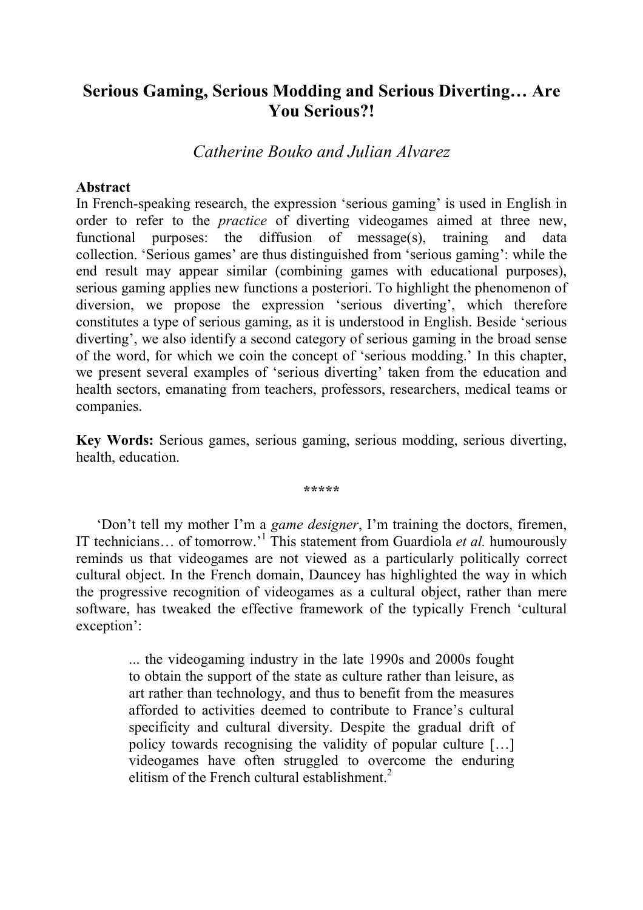# Serious Gaming, Serious Modding and Serious Diverting… Are You Serious?!

*Catherine Bouko and Julian Alvarez*

**Abstract**

In French-speaking research, the expression 'serious gaming' is used in English in order to refer to the *practice* of diverting videogames aimed at three new, functional purposes: the diffusion of message(s), training and data collection. 'Serious games' are thus distinguished from 'serious gaming': while the end result may appear similar (combining games with educational purposes), serious gaming applies new functions a posteriori. To highlight the phenomenon of diversion, we propose the expression 'serious diverting', which therefore constitutes a type of serious gaming, as it is understood in English. Beside 'serious diverting', we also identify a second category of serious gaming in the broad sense of the word, for which we coin the concept of 'serious modding.' In this chapter, we present several examples of 'serious diverting' taken from the education and health sectors, emanating from teachers, professors, researchers, medical teams or companies.

**Key Words:** Serious games, serious gaming, serious modding, serious diverting, health, education.

\*\*\*\*\*

'Don't tell my mother I'm a *game designer*, I'm training the doctors, firemen, IT technicians… of tomorrow.'[1] This statement from Guardiola *et al.* humourously reminds us that videogames are not viewed as a particularly politically correct cultural object. In the French domain, Dauncey has highlighted the way in which the progressive recognition of videogames as a cultural object, rather than mere software, has tweaked the effective framework of the typically French 'cultural exception':

> ... the videogaming industry in the late 1990s and 2000s fought to obtain the support of the state as culture rather than leisure, as art rather than technology, and thus to benefit from the measures afforded to activities deemed to contribute to France's cultural specificity and cultural diversity. Despite the gradual drift of policy towards recognising the validity of popular culture […] videogames have often struggled to overcome the enduring elitism of the French cultural establishment.[2]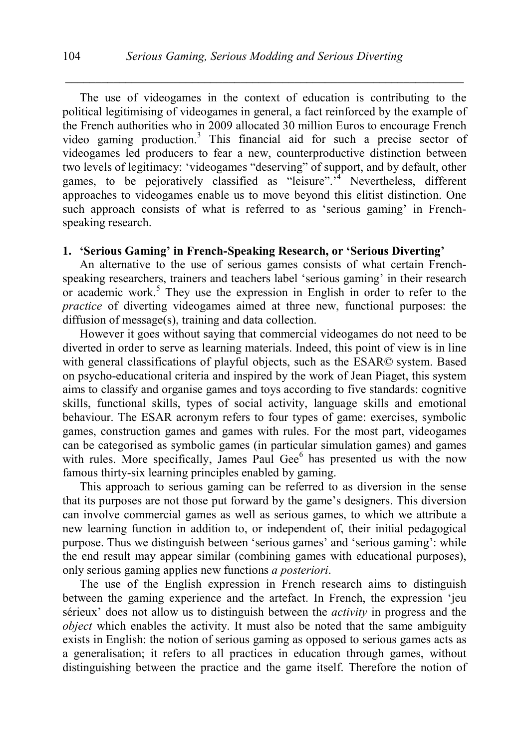The use of videogames in the context of education is contributing to the political legitimising of videogames in general, a fact reinforced by the example of the French authorities who in 2009 allocated 30 million Euros to encourage French video gaming production.[3] This financial aid for such a precise sector of videogames led producers to fear a new, counterproductive distinction between two levels of legitimacy: 'videogames "deserving" of support, and by default, other games, to be pejoratively classified as "leisure".'[4] Nevertheless, different approaches to videogames enable us to move beyond this elitist distinction. One such approach consists of what is referred to as 'serious gaming' in French-speaking research.

## 1. 'Serious Gaming' in French-Speaking Research, or 'Serious Diverting'

An alternative to the use of serious games consists of what certain French-speaking researchers, trainers and teachers label 'serious gaming' in their research or academic work.[5] They use the expression in English in order to refer to the *practice* of diverting videogames aimed at three new, functional purposes: the diffusion of message(s), training and data collection.

However it goes without saying that commercial videogames do not need to be diverted in order to serve as learning materials. Indeed, this point of view is in line with general classifications of playful objects, such as the ESAR© system. Based on psycho-educational criteria and inspired by the work of Jean Piaget, this system aims to classify and organise games and toys according to five standards: cognitive skills, functional skills, types of social activity, language skills and emotional behaviour. The ESAR acronym refers to four types of game: exercises, symbolic games, construction games and games with rules. For the most part, videogames can be categorised as symbolic games (in particular simulation games) and games with rules. More specifically, James Paul Gee[6] has presented us with the now famous thirty-six learning principles enabled by gaming.

This approach to serious gaming can be referred to as diversion in the sense that its purposes are not those put forward by the game's designers. This diversion can involve commercial games as well as serious games, to which we attribute a new learning function in addition to, or independent of, their initial pedagogical purpose. Thus we distinguish between 'serious games' and 'serious gaming': while the end result may appear similar (combining games with educational purposes), only serious gaming applies new functions *a posteriori*.

The use of the English expression in French research aims to distinguish between the gaming experience and the artefact. In French, the expression 'jeu sérieux' does not allow us to distinguish between the *activity* in progress and the *object* which enables the activity. It must also be noted that the same ambiguity exists in English: the notion of serious gaming as opposed to serious games acts as a generalisation; it refers to all practices in education through games, without distinguishing between the practice and the game itself. Therefore the notion of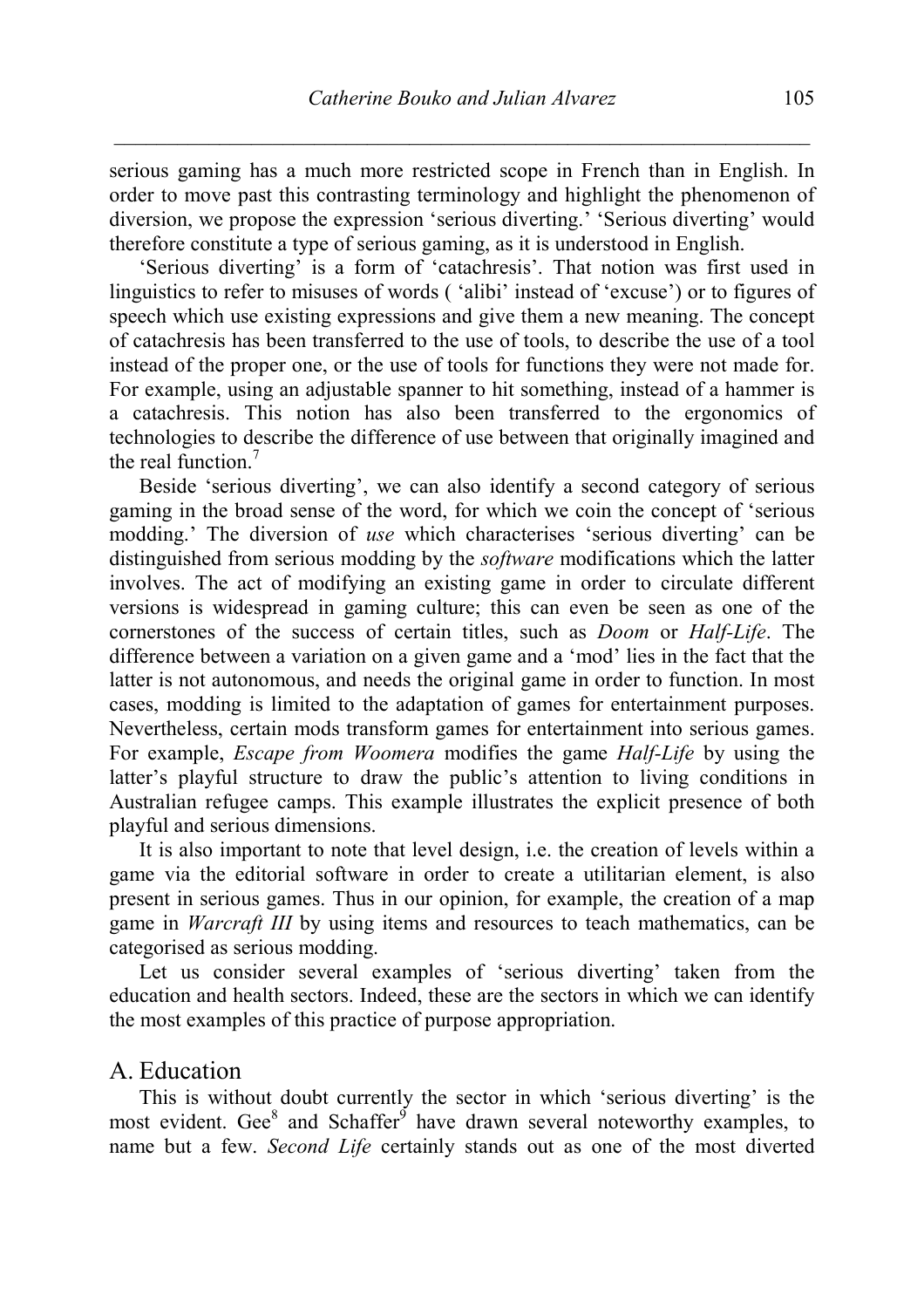serious gaming has a much more restricted scope in French than in English. In order to move past this contrasting terminology and highlight the phenomenon of diversion, we propose the expression 'serious diverting.' 'Serious diverting' would therefore constitute a type of serious gaming, as it is understood in English.

'Serious diverting' is a form of 'catachresis'. That notion was first used in linguistics to refer to misuses of words ( 'alibi' instead of 'excuse') or to figures of speech which use existing expressions and give them a new meaning. The concept of catachresis has been transferred to the use of tools, to describe the use of a tool instead of the proper one, or the use of tools for functions they were not made for. For example, using an adjustable spanner to hit something, instead of a hammer is a catachresis. This notion has also been transferred to the ergonomics of technologies to describe the difference of use between that originally imagined and the real function.[7]

Beside 'serious diverting', we can also identify a second category of serious gaming in the broad sense of the word, for which we coin the concept of 'serious modding.' The diversion of *use* which characterises 'serious diverting' can be distinguished from serious modding by the *software* modifications which the latter involves. The act of modifying an existing game in order to circulate different versions is widespread in gaming culture; this can even be seen as one of the cornerstones of the success of certain titles, such as *Doom* or *Half-Life*. The difference between a variation on a given game and a 'mod' lies in the fact that the latter is not autonomous, and needs the original game in order to function. In most cases, modding is limited to the adaptation of games for entertainment purposes. Nevertheless, certain mods transform games for entertainment into serious games. For example, *Escape from Woomera* modifies the game *Half-Life* by using the latter's playful structure to draw the public's attention to living conditions in Australian refugee camps. This example illustrates the explicit presence of both playful and serious dimensions.

It is also important to note that level design, i.e. the creation of levels within a game via the editorial software in order to create a utilitarian element, is also present in serious games. Thus in our opinion, for example, the creation of a map game in *Warcraft III* by using items and resources to teach mathematics, can be categorised as serious modding.

Let us consider several examples of 'serious diverting' taken from the education and health sectors. Indeed, these are the sectors in which we can identify the most examples of this practice of purpose appropriation.

## A. Education

This is without doubt currently the sector in which 'serious diverting' is the most evident. Gee[8] and Schaffer[9] have drawn several noteworthy examples, to name but a few. *Second Life* certainly stands out as one of the most diverted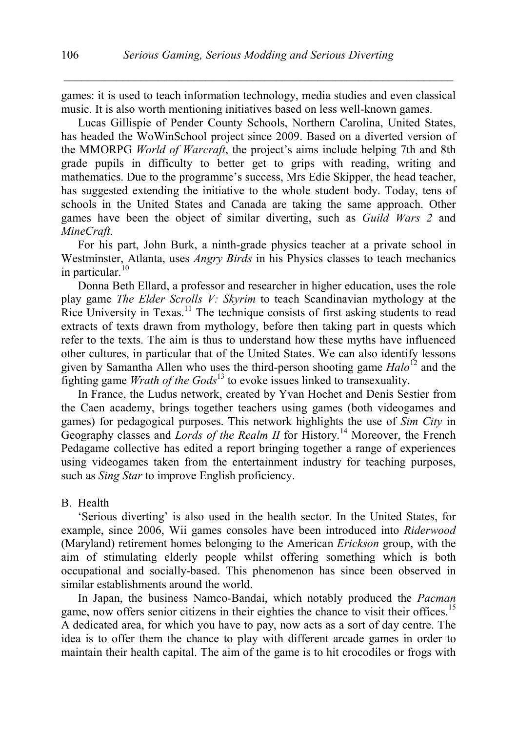games: it is used to teach information technology, media studies and even classical music. It is also worth mentioning initiatives based on less well-known games.

Lucas Gillispie of Pender County Schools, Northern Carolina, United States, has headed the WoWinSchool project since 2009. Based on a diverted version of the MMORPG *World of Warcraft*, the project's aims include helping 7th and 8th grade pupils in difficulty to better get to grips with reading, writing and mathematics. Due to the programme's success, Mrs Edie Skipper, the head teacher, has suggested extending the initiative to the whole student body. Today, tens of schools in the United States and Canada are taking the same approach. Other games have been the object of similar diverting, such as *Guild Wars 2* and *MineCraft*.

For his part, John Burk, a ninth-grade physics teacher at a private school in Westminster, Atlanta, uses *Angry Birds* in his Physics classes to teach mechanics in particular.[10]

Donna Beth Ellard, a professor and researcher in higher education, uses the role play game *The Elder Scrolls V: Skyrim* to teach Scandinavian mythology at the Rice University in Texas.[11] The technique consists of first asking students to read extracts of texts drawn from mythology, before then taking part in quests which refer to the texts. The aim is thus to understand how these myths have influenced other cultures, in particular that of the United States. We can also identify lessons given by Samantha Allen who uses the third-person shooting game *Halo*[12] and the fighting game *Wrath of the Gods*[13] to evoke issues linked to transexuality.

In France, the Ludus network, created by Yvan Hochet and Denis Sestier from the Caen academy, brings together teachers using games (both videogames and games) for pedagogical purposes. This network highlights the use of *Sim City* in Geography classes and *Lords of the Realm II* for History.[14] Moreover, the French Pedagame collective has edited a report bringing together a range of experiences using videogames taken from the entertainment industry for teaching purposes, such as *Sing Star* to improve English proficiency.

B. Health

'Serious diverting' is also used in the health sector. In the United States, for example, since 2006, Wii games consoles have been introduced into *Riderwood* (Maryland) retirement homes belonging to the American *Erickson* group, with the aim of stimulating elderly people whilst offering something which is both occupational and socially-based. This phenomenon has since been observed in similar establishments around the world.

In Japan, the business Namco-Bandai, which notably produced the *Pacman* game, now offers senior citizens in their eighties the chance to visit their offices.[15] A dedicated area, for which you have to pay, now acts as a sort of day centre. The idea is to offer them the chance to play with different arcade games in order to maintain their health capital. The aim of the game is to hit crocodiles or frogs with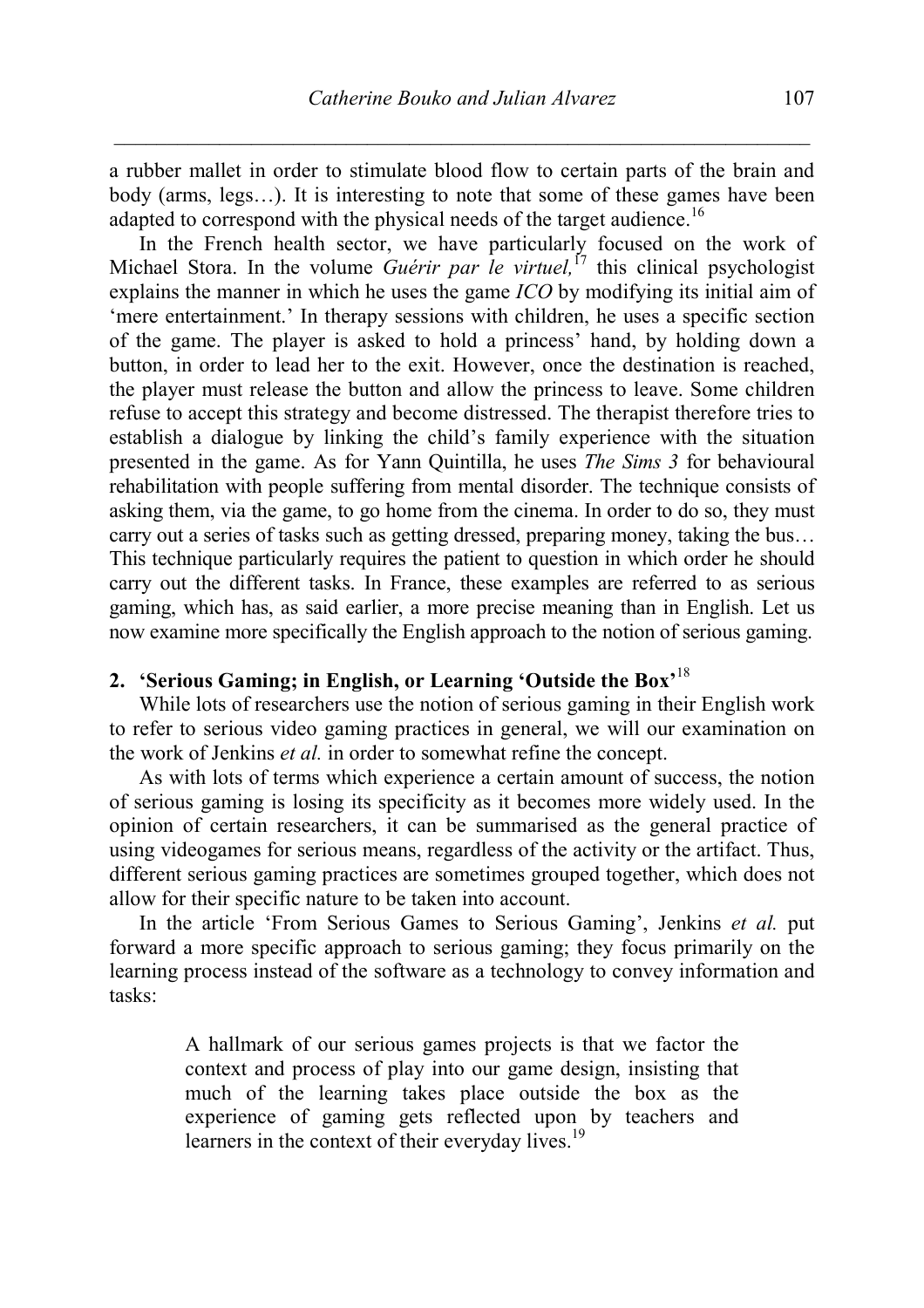a rubber mallet in order to stimulate blood flow to certain parts of the brain and body (arms, legs…). It is interesting to note that some of these games have been adapted to correspond with the physical needs of the target audience.[16]

In the French health sector, we have particularly focused on the work of Michael Stora. In the volume *Guérir par le virtuel,*[17] this clinical psychologist explains the manner in which he uses the game *ICO* by modifying its initial aim of 'mere entertainment.' In therapy sessions with children, he uses a specific section of the game. The player is asked to hold a princess' hand, by holding down a button, in order to lead her to the exit. However, once the destination is reached, the player must release the button and allow the princess to leave. Some children refuse to accept this strategy and become distressed. The therapist therefore tries to establish a dialogue by linking the child's family experience with the situation presented in the game. As for Yann Quintilla, he uses *The Sims 3* for behavioural rehabilitation with people suffering from mental disorder. The technique consists of asking them, via the game, to go home from the cinema. In order to do so, they must carry out a series of tasks such as getting dressed, preparing money, taking the bus… This technique particularly requires the patient to question in which order he should carry out the different tasks. In France, these examples are referred to as serious gaming, which has, as said earlier, a more precise meaning than in English. Let us now examine more specifically the English approach to the notion of serious gaming.

## 2. 'Serious Gaming; in English, or Learning 'Outside the Box'[18]

While lots of researchers use the notion of serious gaming in their English work to refer to serious video gaming practices in general, we will our examination on the work of Jenkins *et al.* in order to somewhat refine the concept.

As with lots of terms which experience a certain amount of success, the notion of serious gaming is losing its specificity as it becomes more widely used. In the opinion of certain researchers, it can be summarised as the general practice of using videogames for serious means, regardless of the activity or the artifact. Thus, different serious gaming practices are sometimes grouped together, which does not allow for their specific nature to be taken into account.

In the article 'From Serious Games to Serious Gaming', Jenkins *et al.* put forward a more specific approach to serious gaming; they focus primarily on the learning process instead of the software as a technology to convey information and tasks:

> A hallmark of our serious games projects is that we factor the context and process of play into our game design, insisting that much of the learning takes place outside the box as the experience of gaming gets reflected upon by teachers and learners in the context of their everyday lives.[19]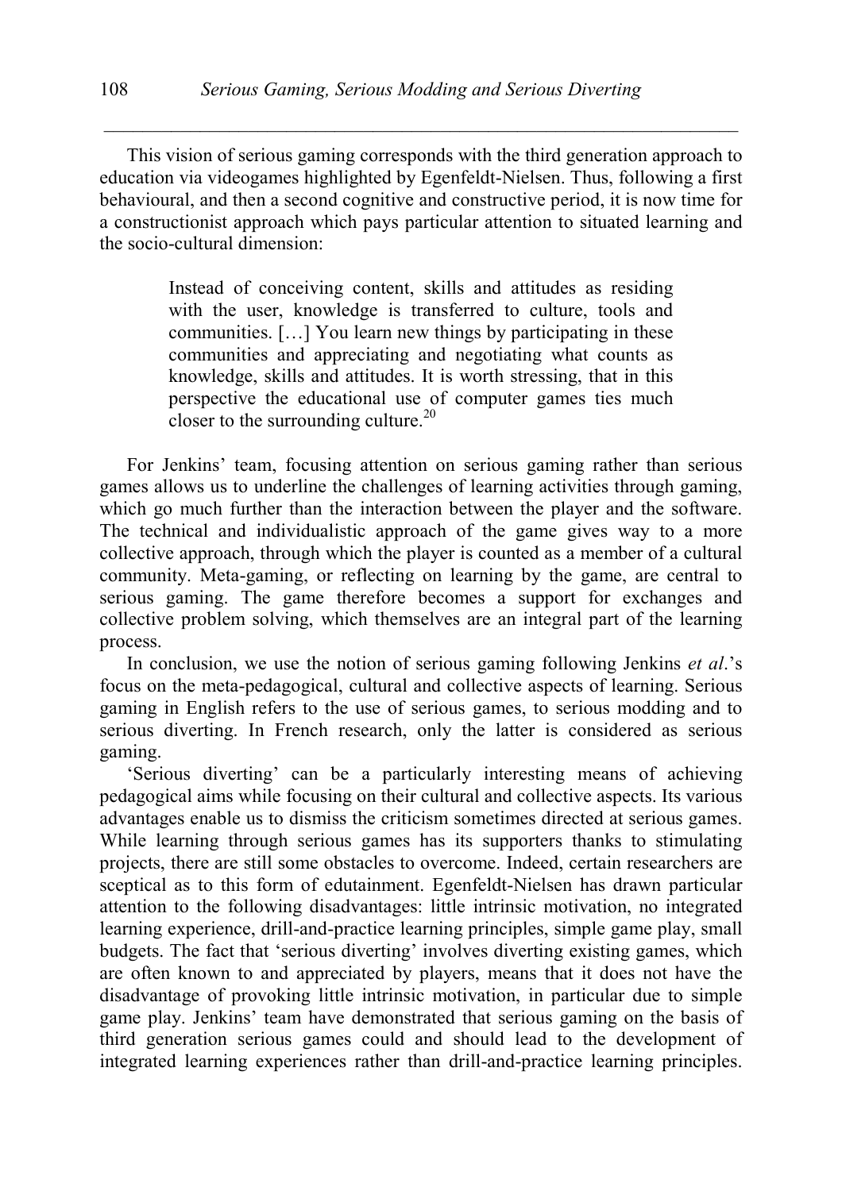This vision of serious gaming corresponds with the third generation approach to education via videogames highlighted by Egenfeldt-Nielsen. Thus, following a first behavioural, and then a second cognitive and constructive period, it is now time for a constructionist approach which pays particular attention to situated learning and the socio-cultural dimension:

> Instead of conceiving content, skills and attitudes as residing with the user, knowledge is transferred to culture, tools and communities. […] You learn new things by participating in these communities and appreciating and negotiating what counts as knowledge, skills and attitudes. It is worth stressing, that in this perspective the educational use of computer games ties much closer to the surrounding culture.[20]

For Jenkins' team, focusing attention on serious gaming rather than serious games allows us to underline the challenges of learning activities through gaming, which go much further than the interaction between the player and the software. The technical and individualistic approach of the game gives way to a more collective approach, through which the player is counted as a member of a cultural community. Meta-gaming, or reflecting on learning by the game, are central to serious gaming. The game therefore becomes a support for exchanges and collective problem solving, which themselves are an integral part of the learning process.

In conclusion, we use the notion of serious gaming following Jenkins *et al*.'s focus on the meta-pedagogical, cultural and collective aspects of learning. Serious gaming in English refers to the use of serious games, to serious modding and to serious diverting. In French research, only the latter is considered as serious gaming.

'Serious diverting' can be a particularly interesting means of achieving pedagogical aims while focusing on their cultural and collective aspects. Its various advantages enable us to dismiss the criticism sometimes directed at serious games. While learning through serious games has its supporters thanks to stimulating projects, there are still some obstacles to overcome. Indeed, certain researchers are sceptical as to this form of edutainment. Egenfeldt-Nielsen has drawn particular attention to the following disadvantages: little intrinsic motivation, no integrated learning experience, drill-and-practice learning principles, simple game play, small budgets. The fact that 'serious diverting' involves diverting existing games, which are often known to and appreciated by players, means that it does not have the disadvantage of provoking little intrinsic motivation, in particular due to simple game play. Jenkins' team have demonstrated that serious gaming on the basis of third generation serious games could and should lead to the development of integrated learning experiences rather than drill-and-practice learning principles.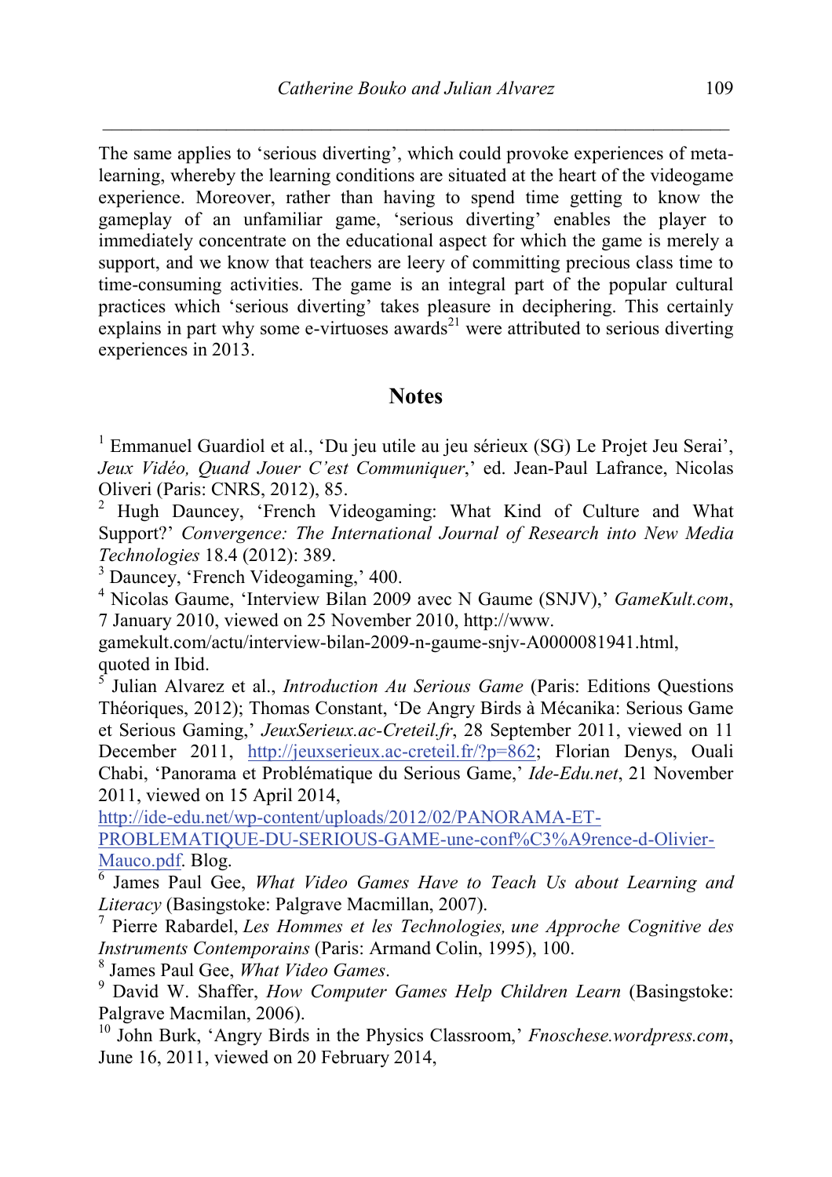The same applies to 'serious diverting', which could provoke experiences of meta-learning, whereby the learning conditions are situated at the heart of the videogame experience. Moreover, rather than having to spend time getting to know the gameplay of an unfamiliar game, 'serious diverting' enables the player to immediately concentrate on the educational aspect for which the game is merely a support, and we know that teachers are leery of committing precious class time to time-consuming activities. The game is an integral part of the popular cultural practices which 'serious diverting' takes pleasure in deciphering. This certainly explains in part why some e-virtuoses awards[21] were attributed to serious diverting experiences in 2013.

## Notes

[1] Emmanuel Guardiol et al., 'Du jeu utile au jeu sérieux (SG) Le Projet Jeu Serai', *Jeux Vidéo, Quand Jouer C'est Communiquer*,' ed. Jean-Paul Lafrance, Nicolas Oliveri (Paris: CNRS, 2012), 85.

[2] Hugh Dauncey, 'French Videogaming: What Kind of Culture and What Support?' *Convergence: The International Journal of Research into New Media Technologies* 18.4 (2012): 389.

[3] Dauncey, 'French Videogaming,' 400.

[4] Nicolas Gaume, 'Interview Bilan 2009 avec N Gaume (SNJV),' *GameKult.com*, 7 January 2010, viewed on 25 November 2010, http://www.gamekult.com/actu/interview-bilan-2009-n-gaume-snjv-A0000081941.html, quoted in Ibid.

[5] Julian Alvarez et al., *Introduction Au Serious Game* (Paris: Editions Questions Théoriques, 2012); Thomas Constant, 'De Angry Birds à Mécanika: Serious Game et Serious Gaming,' *JeuxSerieux.ac-Creteil.fr*, 28 September 2011, viewed on 11 December 2011, http://jeuxserieux.ac-creteil.fr/?p=862; Florian Denys, Ouali Chabi, 'Panorama et Problématique du Serious Game,' *Ide-Edu.net*, 21 November 2011, viewed on 15 April 2014, http://ide-edu.net/wp-content/uploads/2012/02/PANORAMA-ET-PROBLEMATIQUE-DU-SERIOUS-GAME-une-conf%C3%A9rence-d-Olivier-Mauco.pdf. Blog.

[6] James Paul Gee, *What Video Games Have to Teach Us about Learning and Literacy* (Basingstoke: Palgrave Macmillan, 2007).

[7] Pierre Rabardel, *Les Hommes et les Technologies, une Approche Cognitive des Instruments Contemporains* (Paris: Armand Colin, 1995), 100.

[8] James Paul Gee, *What Video Games*.

[9] David W. Shaffer, *How Computer Games Help Children Learn* (Basingstoke: Palgrave Macmilan, 2006).

[10] John Burk, 'Angry Birds in the Physics Classroom,' *Fnoschese.wordpress.com*, June 16, 2011, viewed on 20 February 2014,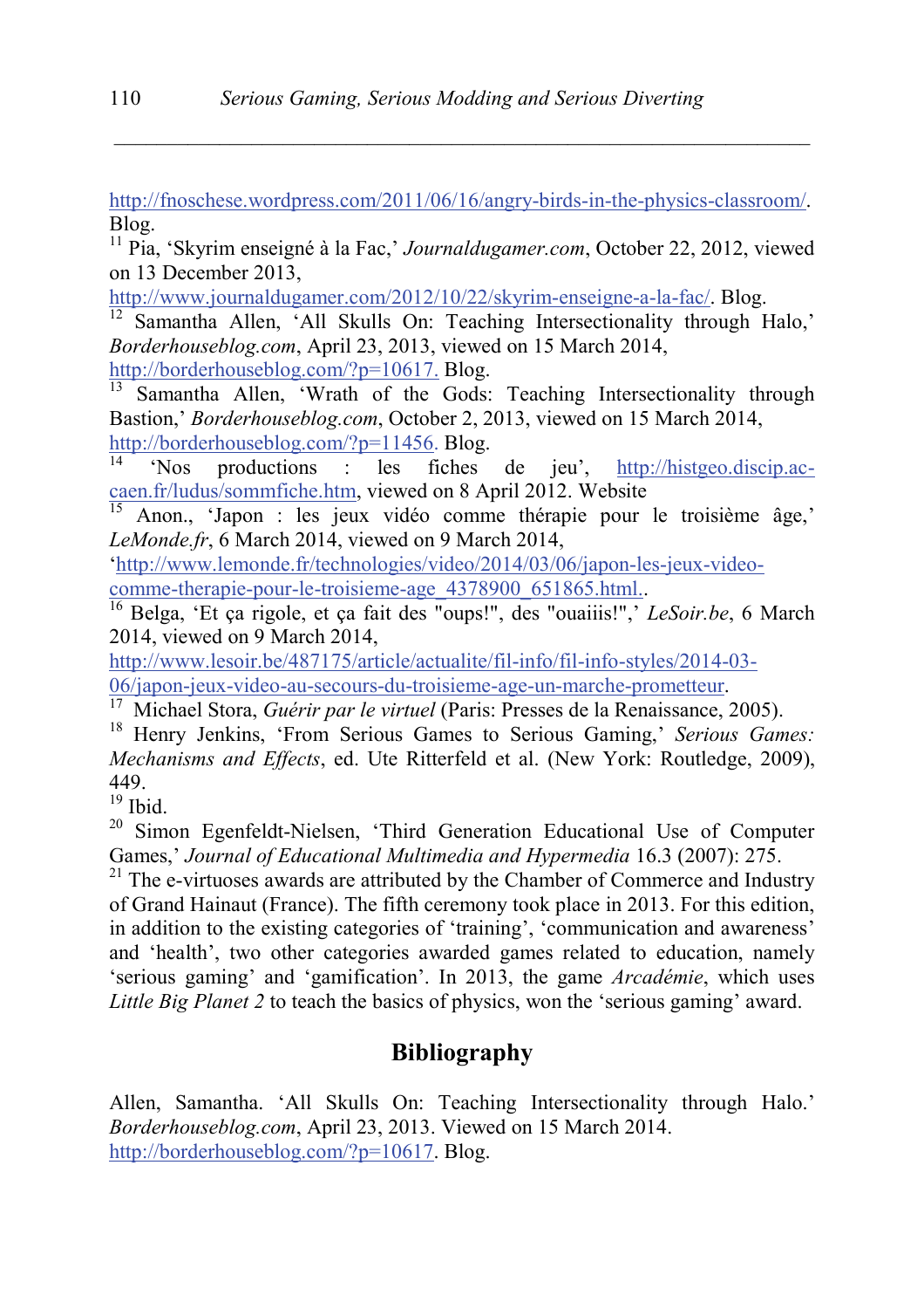http://fnoschese.wordpress.com/2011/06/16/angry-birds-in-the-physics-classroom/. Blog.

[11] Pia, 'Skyrim enseigné à la Fac,' *Journaldugamer.com*, October 22, 2012, viewed on 13 December 2013, http://www.journaldugamer.com/2012/10/22/skyrim-enseigne-a-la-fac/. Blog.

[12] Samantha Allen, 'All Skulls On: Teaching Intersectionality through Halo,' *Borderhouseblog.com*, April 23, 2013, viewed on 15 March 2014, http://borderhouseblog.com/?p=10617. Blog.

[13] Samantha Allen, 'Wrath of the Gods: Teaching Intersectionality through Bastion,' *Borderhouseblog.com*, October 2, 2013, viewed on 15 March 2014, http://borderhouseblog.com/?p=11456. Blog.

[14] 'Nos productions : les fiches de jeu', http://histgeo.discip.ac-caen.fr/ludus/sommfiche.htm, viewed on 8 April 2012. Website

[15] Anon., 'Japon : les jeux vidéo comme thérapie pour le troisième âge,' *LeMonde.fr*, 6 March 2014, viewed on 9 March 2014, 'http://www.lemonde.fr/technologies/video/2014/03/06/japon-les-jeux-video-comme-therapie-pour-le-troisieme-age_4378900_651865.html..

[16] Belga, 'Et ça rigole, et ça fait des "oups!", des "ouaiiis!",' *LeSoir.be*, 6 March 2014, viewed on 9 March 2014, http://www.lesoir.be/487175/article/actualite/fil-info/fil-info-styles/2014-03-06/japon-jeux-video-au-secours-du-troisieme-age-un-marche-prometteur.

[17] Michael Stora, *Guérir par le virtuel* (Paris: Presses de la Renaissance, 2005).

[18] Henry Jenkins, 'From Serious Games to Serious Gaming,' *Serious Games: Mechanisms and Effects*, ed. Ute Ritterfeld et al. (New York: Routledge, 2009), 449.

[19] Ibid.

[20] Simon Egenfeldt-Nielsen, 'Third Generation Educational Use of Computer Games,' *Journal of Educational Multimedia and Hypermedia* 16.3 (2007): 275.

[21] The e-virtuoses awards are attributed by the Chamber of Commerce and Industry of Grand Hainaut (France). The fifth ceremony took place in 2013. For this edition, in addition to the existing categories of 'training', 'communication and awareness' and 'health', two other categories awarded games related to education, namely 'serious gaming' and 'gamification'. In 2013, the game *Arcadémie*, which uses *Little Big Planet 2* to teach the basics of physics, won the 'serious gaming' award.

## Bibliography

Allen, Samantha. 'All Skulls On: Teaching Intersectionality through Halo.' *Borderhouseblog.com*, April 23, 2013. Viewed on 15 March 2014. http://borderhouseblog.com/?p=10617. Blog.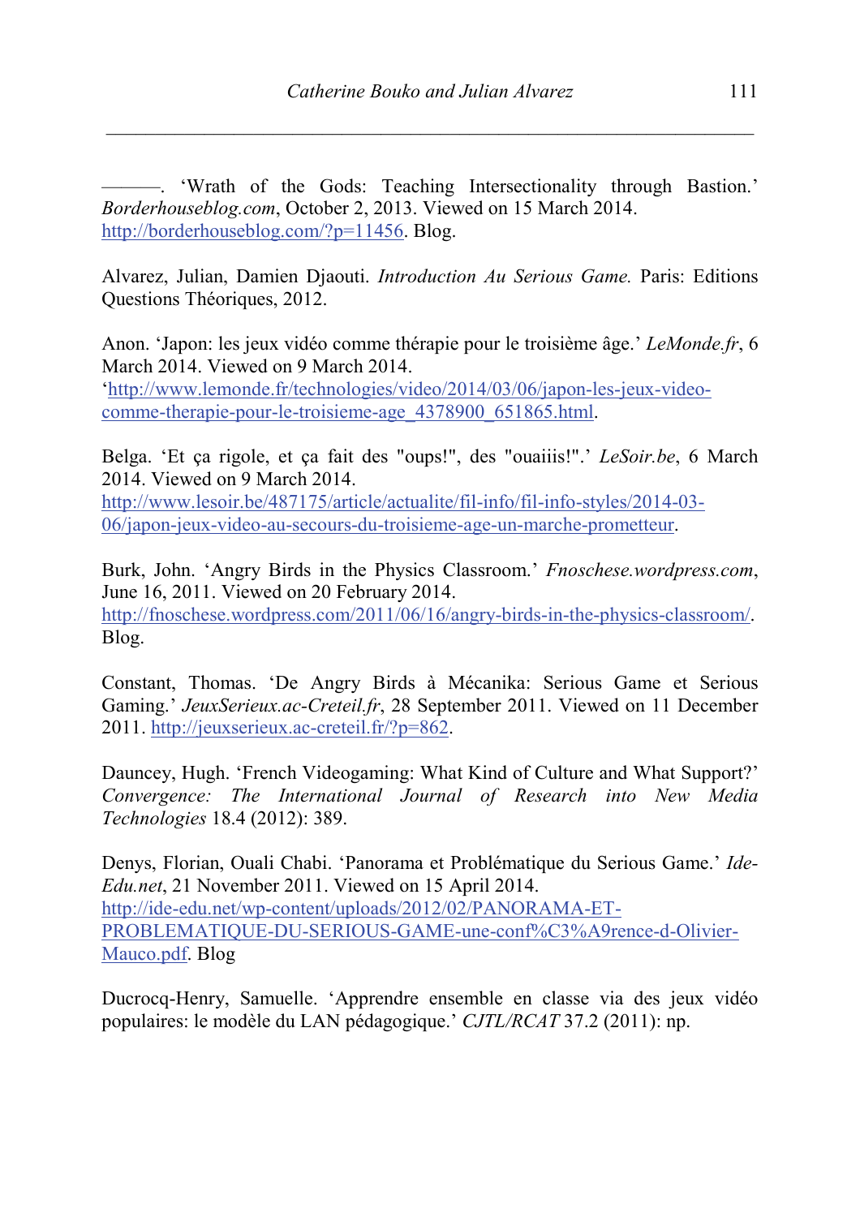———. 'Wrath of the Gods: Teaching Intersectionality through Bastion.' *Borderhouseblog.com*, October 2, 2013. Viewed on 15 March 2014. http://borderhouseblog.com/?p=11456. Blog.

Alvarez, Julian, Damien Djaouti. *Introduction Au Serious Game.* Paris: Editions Questions Théoriques, 2012.

Anon. 'Japon: les jeux vidéo comme thérapie pour le troisième âge.' *LeMonde.fr*, 6 March 2014. Viewed on 9 March 2014. 'http://www.lemonde.fr/technologies/video/2014/03/06/japon-les-jeux-video-comme-therapie-pour-le-troisieme-age_4378900_651865.html.

Belga. 'Et ça rigole, et ça fait des "oups!", des "ouaiiis!".' *LeSoir.be*, 6 March 2014. Viewed on 9 March 2014. http://www.lesoir.be/487175/article/actualite/fil-info/fil-info-styles/2014-03-06/japon-jeux-video-au-secours-du-troisieme-age-un-marche-prometteur.

Burk, John. 'Angry Birds in the Physics Classroom.' *Fnoschese.wordpress.com*, June 16, 2011. Viewed on 20 February 2014. http://fnoschese.wordpress.com/2011/06/16/angry-birds-in-the-physics-classroom/. Blog.

Constant, Thomas. 'De Angry Birds à Mécanika: Serious Game et Serious Gaming.' *JeuxSerieux.ac-Creteil.fr*, 28 September 2011. Viewed on 11 December 2011. http://jeuxserieux.ac-creteil.fr/?p=862.

Dauncey, Hugh. 'French Videogaming: What Kind of Culture and What Support?' *Convergence: The International Journal of Research into New Media Technologies* 18.4 (2012): 389.

Denys, Florian, Ouali Chabi. 'Panorama et Problématique du Serious Game.' *Ide-Edu.net*, 21 November 2011. Viewed on 15 April 2014. http://ide-edu.net/wp-content/uploads/2012/02/PANORAMA-ET-PROBLEMATIQUE-DU-SERIOUS-GAME-une-conf%C3%A9rence-d-Olivier-Mauco.pdf. Blog

Ducrocq-Henry, Samuelle. 'Apprendre ensemble en classe via des jeux vidéo populaires: le modèle du LAN pédagogique.' *CJTL/RCAT* 37.2 (2011): np.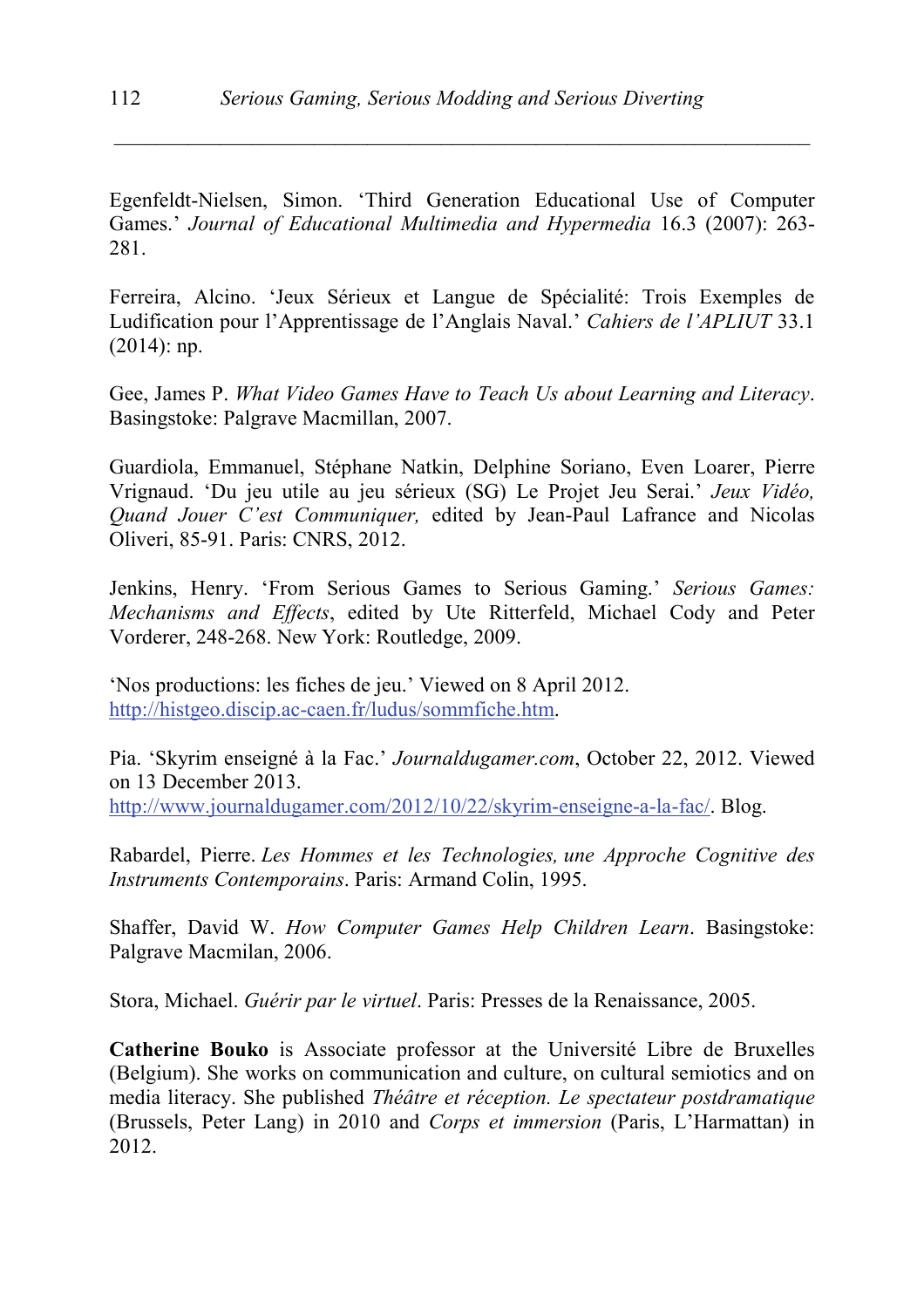Egenfeldt-Nielsen, Simon. ‘Third Generation Educational Use of Computer Games.’ *Journal of Educational Multimedia and Hypermedia* 16.3 (2007): 263-281.

Ferreira, Alcino. ‘Jeux Sérieux et Langue de Spécialité: Trois Exemples de Ludification pour l’Apprentissage de l’Anglais Naval.’ *Cahiers de l’APLIUT* 33.1 (2014): np.

Gee, James P. *What Video Games Have to Teach Us about Learning and Literacy*. Basingstoke: Palgrave Macmillan, 2007.

Guardiola, Emmanuel, Stéphane Natkin, Delphine Soriano, Even Loarer, Pierre Vrignaud. ‘Du jeu utile au jeu sérieux (SG) Le Projet Jeu Serai.’ *Jeux Vidéo, Quand Jouer C’est Communiquer,* edited by Jean-Paul Lafrance and Nicolas Oliveri, 85-91. Paris: CNRS, 2012.

Jenkins, Henry. ‘From Serious Games to Serious Gaming.’ *Serious Games: Mechanisms and Effects*, edited by Ute Ritterfeld, Michael Cody and Peter Vorderer, 248-268. New York: Routledge, 2009.

‘Nos productions: les fiches de jeu.’ Viewed on 8 April 2012. http://histgeo.discip.ac-caen.fr/ludus/sommfiche.htm.

Pia. ‘Skyrim enseigné à la Fac.’ *Journaldugamer.com*, October 22, 2012. Viewed on 13 December 2013. http://www.journaldugamer.com/2012/10/22/skyrim-enseigne-a-la-fac/. Blog.

Rabardel, Pierre. *Les Hommes et les Technologies, une Approche Cognitive des Instruments Contemporains*. Paris: Armand Colin, 1995.

Shaffer, David W. *How Computer Games Help Children Learn*. Basingstoke: Palgrave Macmilan, 2006.

Stora, Michael. *Guérir par le virtuel*. Paris: Presses de la Renaissance, 2005.

**Catherine Bouko** is Associate professor at the Université Libre de Bruxelles (Belgium). She works on communication and culture, on cultural semiotics and on media literacy. She published *Théâtre et réception. Le spectateur postdramatique* (Brussels, Peter Lang) in 2010 and *Corps et immersion* (Paris, L’Harmattan) in 2012.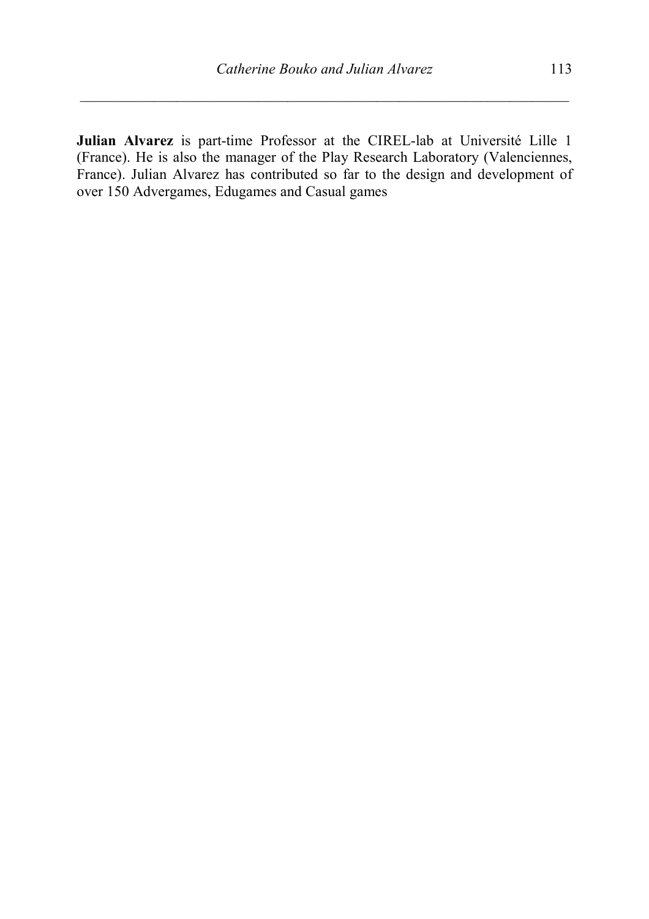**Julian Alvarez** is part-time Professor at the CIREL-lab at Université Lille 1 (France). He is also the manager of the Play Research Laboratory (Valenciennes, France). Julian Alvarez has contributed so far to the design and development of over 150 Advergames, Edugames and Casual games